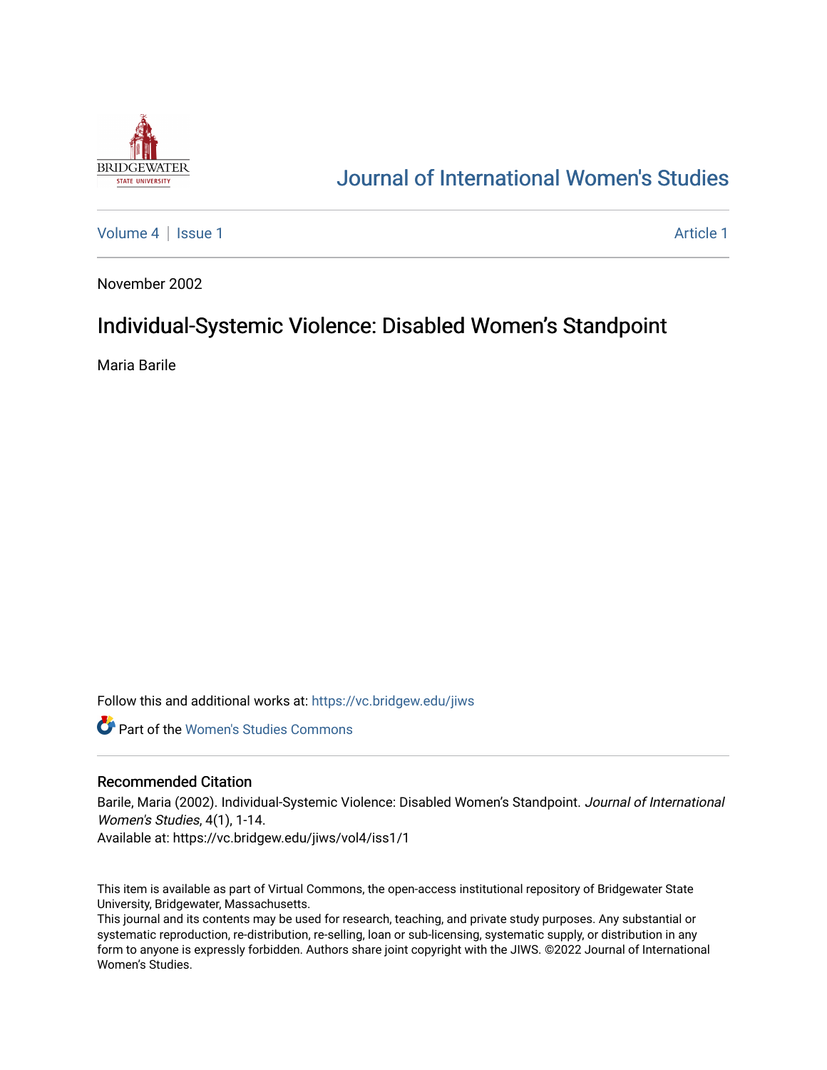# Journal of International Women's Studies

Volume 4 | Issue 1 Article 1

November 2002

## Individual-Systemic Violence: Disabled Women's Standpoint

Maria Barile

Follow this and additional works at: https://vc.bridgew.edu/jiws

Part of the Women's Studies Commons

### Recommended Citation

Barile, Maria (2002). Individual-Systemic Violence: Disabled Women's Standpoint. *Journal of International Women's Studies*, 4(1), 1-14.

Available at: https://vc.bridgew.edu/jiws/vol4/iss1/1

This item is available as part of Virtual Commons, the open-access institutional repository of Bridgewater State University, Bridgewater, Massachusetts.

This journal and its contents may be used for research, teaching, and private study purposes. Any substantial or systematic reproduction, re-distribution, re-selling, loan or sub-licensing, systematic supply, or distribution in any form to anyone is expressly forbidden. Authors share joint copyright with the JIWS. ©2022 Journal of International Women's Studies.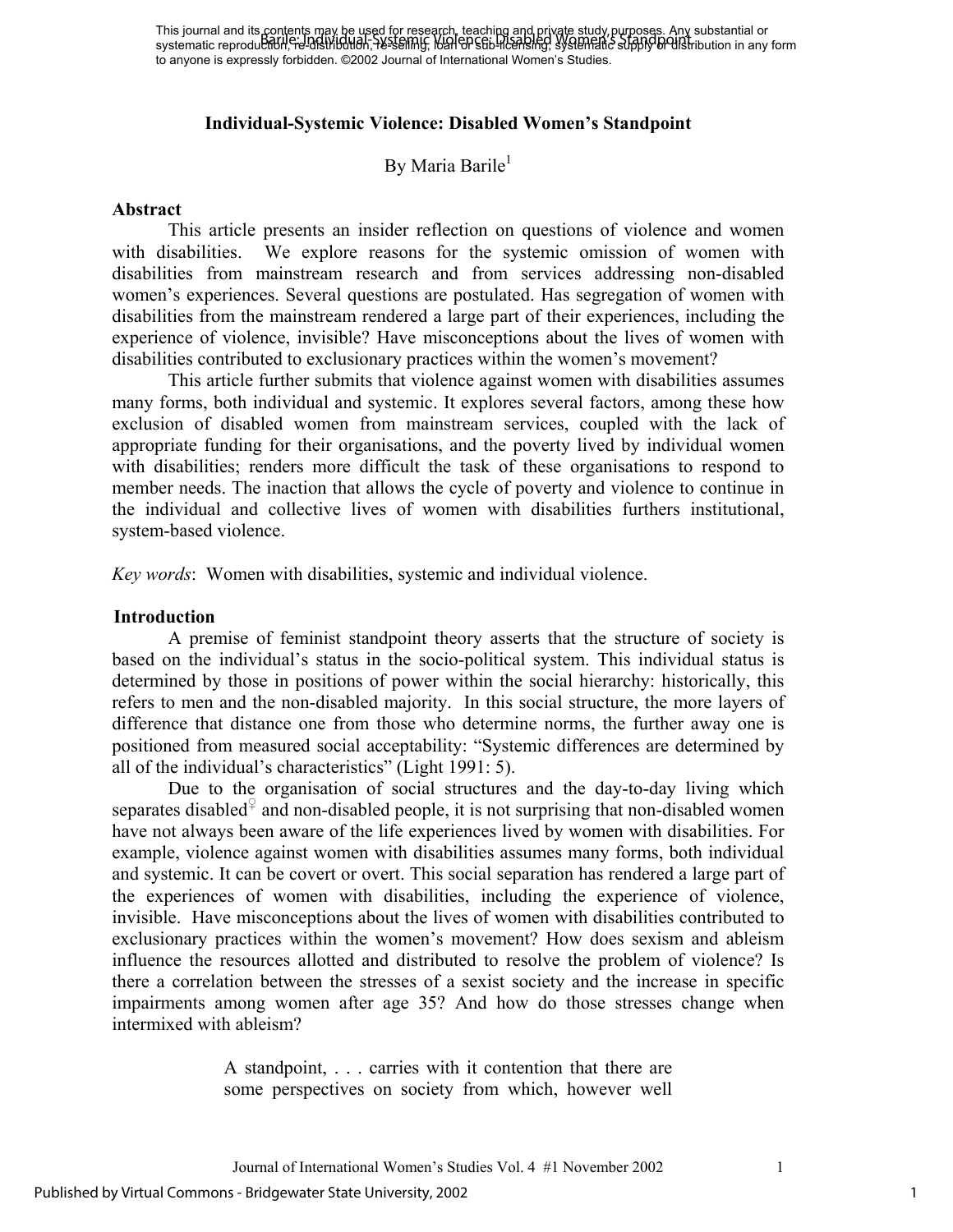# Individual-Systemic Violence: Disabled Women's Standpoint

By Maria Barile[1]

## Abstract

This article presents an insider reflection on questions of violence and women with disabilities. We explore reasons for the systemic omission of women with disabilities from mainstream research and from services addressing non-disabled women's experiences. Several questions are postulated. Has segregation of women with disabilities from the mainstream rendered a large part of their experiences, including the experience of violence, invisible? Have misconceptions about the lives of women with disabilities contributed to exclusionary practices within the women's movement?

This article further submits that violence against women with disabilities assumes many forms, both individual and systemic. It explores several factors, among these how exclusion of disabled women from mainstream services, coupled with the lack of appropriate funding for their organisations, and the poverty lived by individual women with disabilities; renders more difficult the task of these organisations to respond to member needs. The inaction that allows the cycle of poverty and violence to continue in the individual and collective lives of women with disabilities furthers institutional, system-based violence.

*Key words*: Women with disabilities, systemic and individual violence.

## Introduction

A premise of feminist standpoint theory asserts that the structure of society is based on the individual's status in the socio-political system. This individual status is determined by those in positions of power within the social hierarchy: historically, this refers to men and the non-disabled majority. In this social structure, the more layers of difference that distance one from those who determine norms, the further away one is positioned from measured social acceptability: "Systemic differences are determined by all of the individual's characteristics" (Light 1991: 5).

Due to the organisation of social structures and the day-to-day living which separates disabled♀ and non-disabled people, it is not surprising that non-disabled women have not always been aware of the life experiences lived by women with disabilities. For example, violence against women with disabilities assumes many forms, both individual and systemic. It can be covert or overt. This social separation has rendered a large part of the experiences of women with disabilities, including the experience of violence, invisible. Have misconceptions about the lives of women with disabilities contributed to exclusionary practices within the women's movement? How does sexism and ableism influence the resources allotted and distributed to resolve the problem of violence? Is there a correlation between the stresses of a sexist society and the increase in specific impairments among women after age 35? And how do those stresses change when intermixed with ableism?

> A standpoint, . . . carries with it contention that there are some perspectives on society from which, however well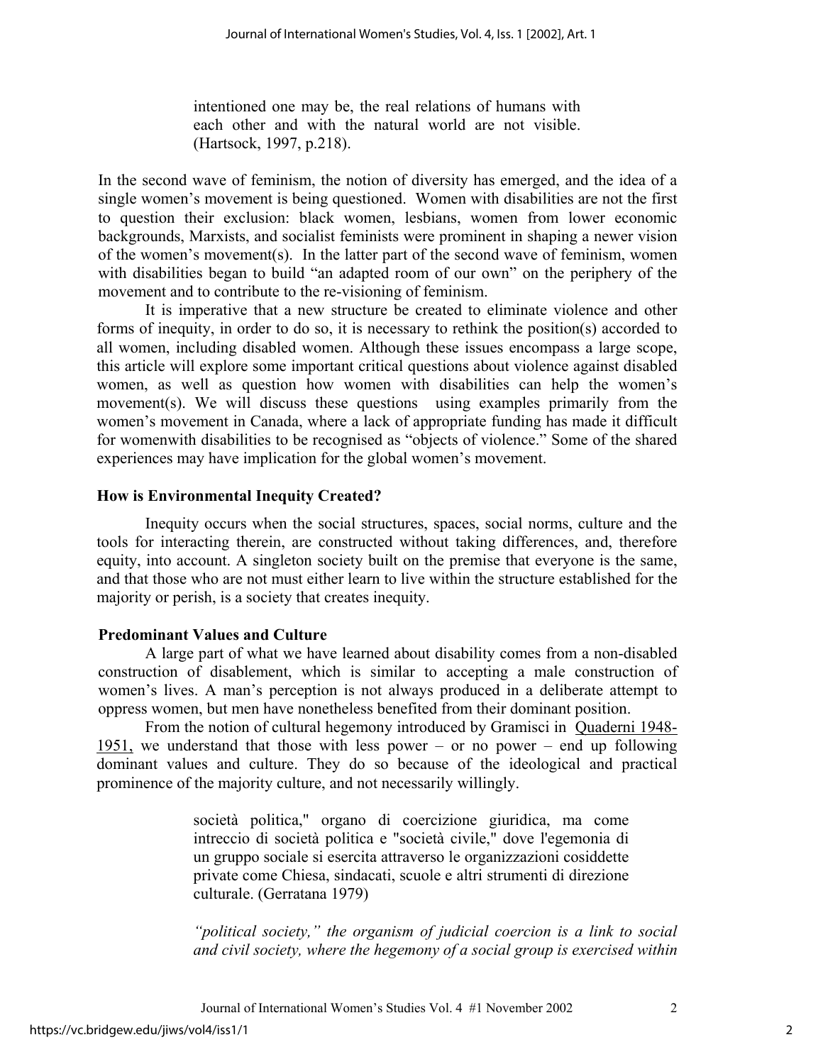> intentioned one may be, the real relations of humans with each other and with the natural world are not visible. (Hartsock, 1997, p.218).

In the second wave of feminism, the notion of diversity has emerged, and the idea of a single women's movement is being questioned. Women with disabilities are not the first to question their exclusion: black women, lesbians, women from lower economic backgrounds, Marxists, and socialist feminists were prominent in shaping a newer vision of the women's movement(s). In the latter part of the second wave of feminism, women with disabilities began to build "an adapted room of our own" on the periphery of the movement and to contribute to the re-visioning of feminism.

It is imperative that a new structure be created to eliminate violence and other forms of inequity, in order to do so, it is necessary to rethink the position(s) accorded to all women, including disabled women. Although these issues encompass a large scope, this article will explore some important critical questions about violence against disabled women, as well as question how women with disabilities can help the women's movement(s). We will discuss these questions using examples primarily from the women's movement in Canada, where a lack of appropriate funding has made it difficult for womenwith disabilities to be recognised as "objects of violence." Some of the shared experiences may have implication for the global women's movement.

### How is Environmental Inequity Created?

Inequity occurs when the social structures, spaces, social norms, culture and the tools for interacting therein, are constructed without taking differences, and, therefore equity, into account. A singleton society built on the premise that everyone is the same, and that those who are not must either learn to live within the structure established for the majority or perish, is a society that creates inequity.

### Predominant Values and Culture

A large part of what we have learned about disability comes from a non-disabled construction of disablement, which is similar to accepting a male construction of women's lives. A man's perception is not always produced in a deliberate attempt to oppress women, but men have nonetheless benefited from their dominant position.

From the notion of cultural hegemony introduced by Gramisci in Quaderni 1948-1951, we understand that those with less power – or no power – end up following dominant values and culture. They do so because of the ideological and practical prominence of the majority culture, and not necessarily willingly.

> società politica," organo di coercizione giuridica, ma come intreccio di società politica e "società civile," dove l'egemonia di un gruppo sociale si esercita attraverso le organizzazioni cosiddette private come Chiesa, sindacati, scuole e altri strumenti di direzione culturale. (Gerratana 1979)
>
> *"political society," the organism of judicial coercion is a link to social and civil society, where the hegemony of a social group is exercised within*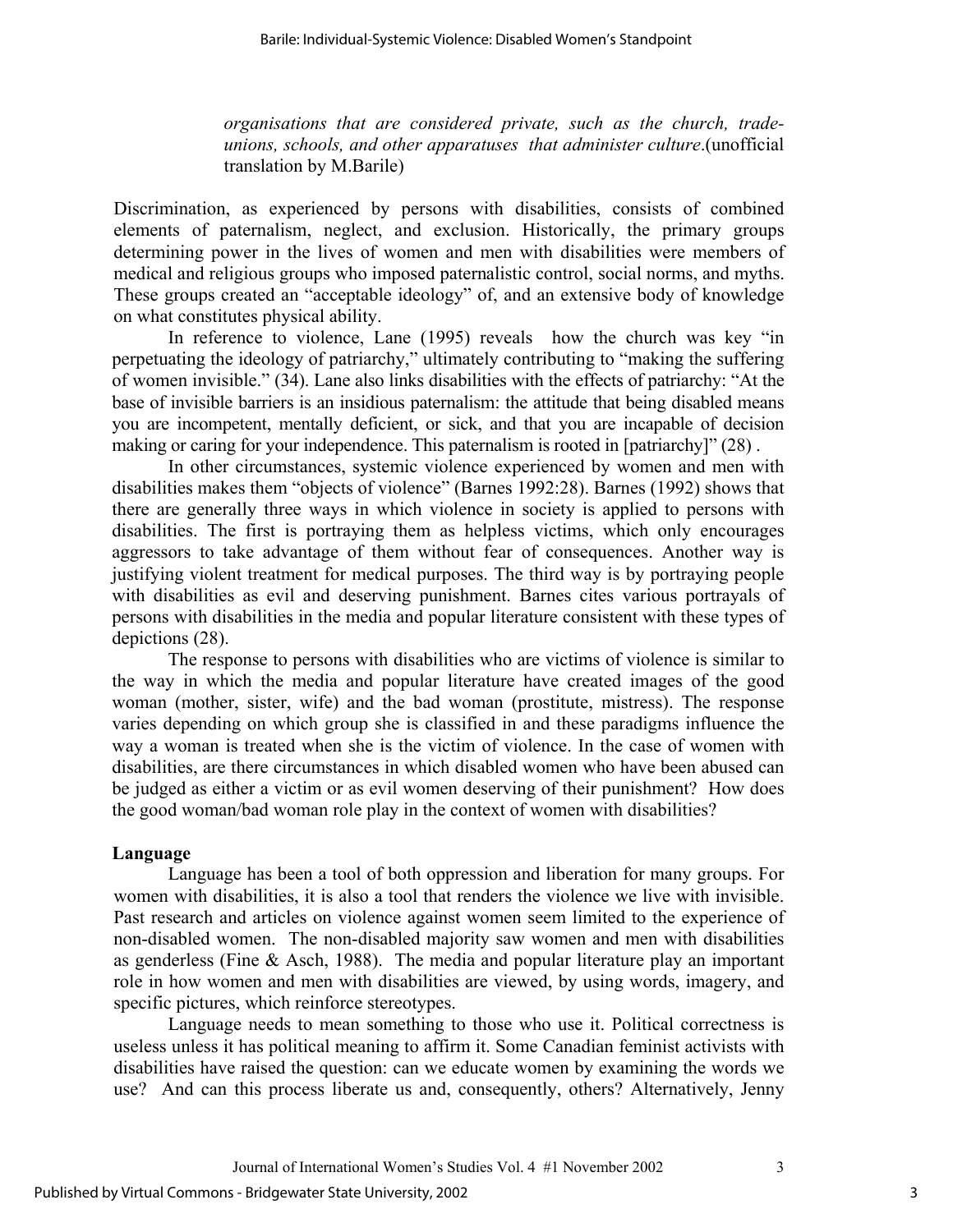*organisations that are considered private, such as the church, trade-unions, schools, and other apparatuses that administer culture*.(unofficial translation by M.Barile)

Discrimination, as experienced by persons with disabilities, consists of combined elements of paternalism, neglect, and exclusion. Historically, the primary groups determining power in the lives of women and men with disabilities were members of medical and religious groups who imposed paternalistic control, social norms, and myths. These groups created an "acceptable ideology" of, and an extensive body of knowledge on what constitutes physical ability.

In reference to violence, Lane (1995) reveals how the church was key "in perpetuating the ideology of patriarchy," ultimately contributing to "making the suffering of women invisible." (34). Lane also links disabilities with the effects of patriarchy: "At the base of invisible barriers is an insidious paternalism: the attitude that being disabled means you are incompetent, mentally deficient, or sick, and that you are incapable of decision making or caring for your independence. This paternalism is rooted in [patriarchy]" (28) .

In other circumstances, systemic violence experienced by women and men with disabilities makes them "objects of violence" (Barnes 1992:28). Barnes (1992) shows that there are generally three ways in which violence in society is applied to persons with disabilities. The first is portraying them as helpless victims, which only encourages aggressors to take advantage of them without fear of consequences. Another way is justifying violent treatment for medical purposes. The third way is by portraying people with disabilities as evil and deserving punishment. Barnes cites various portrayals of persons with disabilities in the media and popular literature consistent with these types of depictions (28).

The response to persons with disabilities who are victims of violence is similar to the way in which the media and popular literature have created images of the good woman (mother, sister, wife) and the bad woman (prostitute, mistress). The response varies depending on which group she is classified in and these paradigms influence the way a woman is treated when she is the victim of violence. In the case of women with disabilities, are there circumstances in which disabled women who have been abused can be judged as either a victim or as evil women deserving of their punishment? How does the good woman/bad woman role play in the context of women with disabilities?

**Language**

Language has been a tool of both oppression and liberation for many groups. For women with disabilities, it is also a tool that renders the violence we live with invisible. Past research and articles on violence against women seem limited to the experience of non-disabled women. The non-disabled majority saw women and men with disabilities as genderless (Fine & Asch, 1988). The media and popular literature play an important role in how women and men with disabilities are viewed, by using words, imagery, and specific pictures, which reinforce stereotypes.

Language needs to mean something to those who use it. Political correctness is useless unless it has political meaning to affirm it. Some Canadian feminist activists with disabilities have raised the question: can we educate women by examining the words we use? And can this process liberate us and, consequently, others? Alternatively, Jenny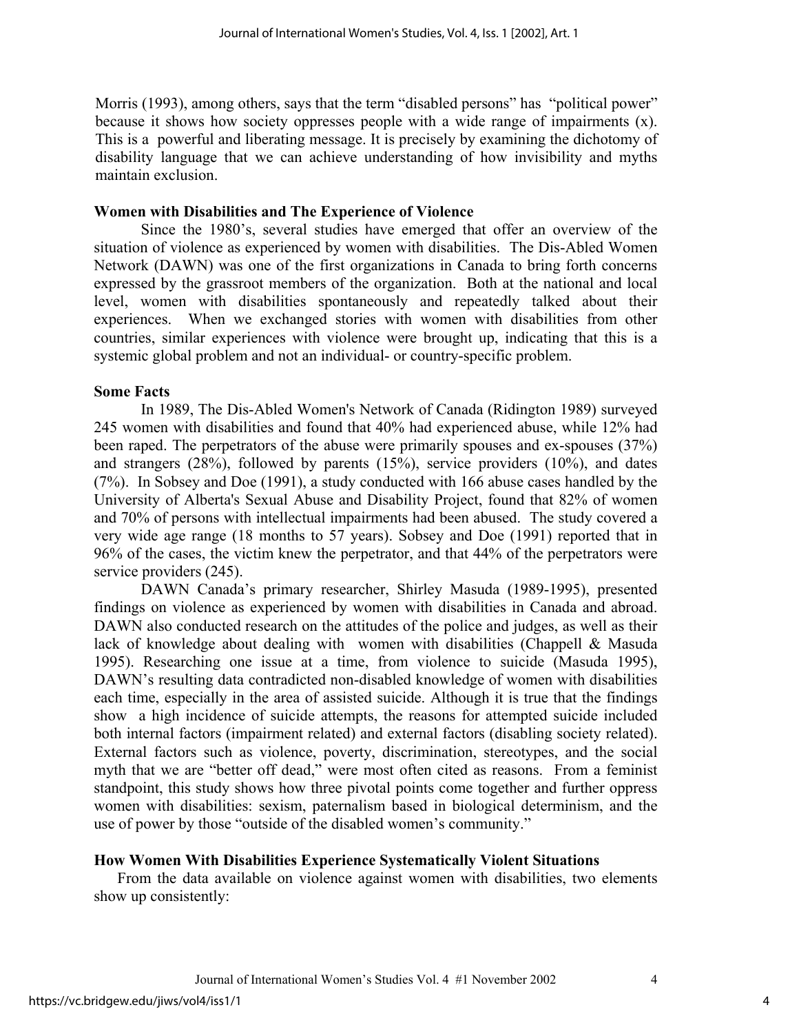Morris (1993), among others, says that the term "disabled persons" has "political power" because it shows how society oppresses people with a wide range of impairments (x). This is a powerful and liberating message. It is precisely by examining the dichotomy of disability language that we can achieve understanding of how invisibility and myths maintain exclusion.

**Women with Disabilities and The Experience of Violence**

Since the 1980's, several studies have emerged that offer an overview of the situation of violence as experienced by women with disabilities. The Dis-Abled Women Network (DAWN) was one of the first organizations in Canada to bring forth concerns expressed by the grassroot members of the organization. Both at the national and local level, women with disabilities spontaneously and repeatedly talked about their experiences. When we exchanged stories with women with disabilities from other countries, similar experiences with violence were brought up, indicating that this is a systemic global problem and not an individual- or country-specific problem.

**Some Facts**

In 1989, The Dis-Abled Women's Network of Canada (Ridington 1989) surveyed 245 women with disabilities and found that 40% had experienced abuse, while 12% had been raped. The perpetrators of the abuse were primarily spouses and ex-spouses (37%) and strangers (28%), followed by parents (15%), service providers (10%), and dates (7%). In Sobsey and Doe (1991), a study conducted with 166 abuse cases handled by the University of Alberta's Sexual Abuse and Disability Project, found that 82% of women and 70% of persons with intellectual impairments had been abused. The study covered a very wide age range (18 months to 57 years). Sobsey and Doe (1991) reported that in 96% of the cases, the victim knew the perpetrator, and that 44% of the perpetrators were service providers (245).

DAWN Canada's primary researcher, Shirley Masuda (1989-1995), presented findings on violence as experienced by women with disabilities in Canada and abroad. DAWN also conducted research on the attitudes of the police and judges, as well as their lack of knowledge about dealing with women with disabilities (Chappell & Masuda 1995). Researching one issue at a time, from violence to suicide (Masuda 1995), DAWN's resulting data contradicted non-disabled knowledge of women with disabilities each time, especially in the area of assisted suicide. Although it is true that the findings show a high incidence of suicide attempts, the reasons for attempted suicide included both internal factors (impairment related) and external factors (disabling society related). External factors such as violence, poverty, discrimination, stereotypes, and the social myth that we are "better off dead," were most often cited as reasons. From a feminist standpoint, this study shows how three pivotal points come together and further oppress women with disabilities: sexism, paternalism based in biological determinism, and the use of power by those "outside of the disabled women's community."

**How Women With Disabilities Experience Systematically Violent Situations**

From the data available on violence against women with disabilities, two elements show up consistently: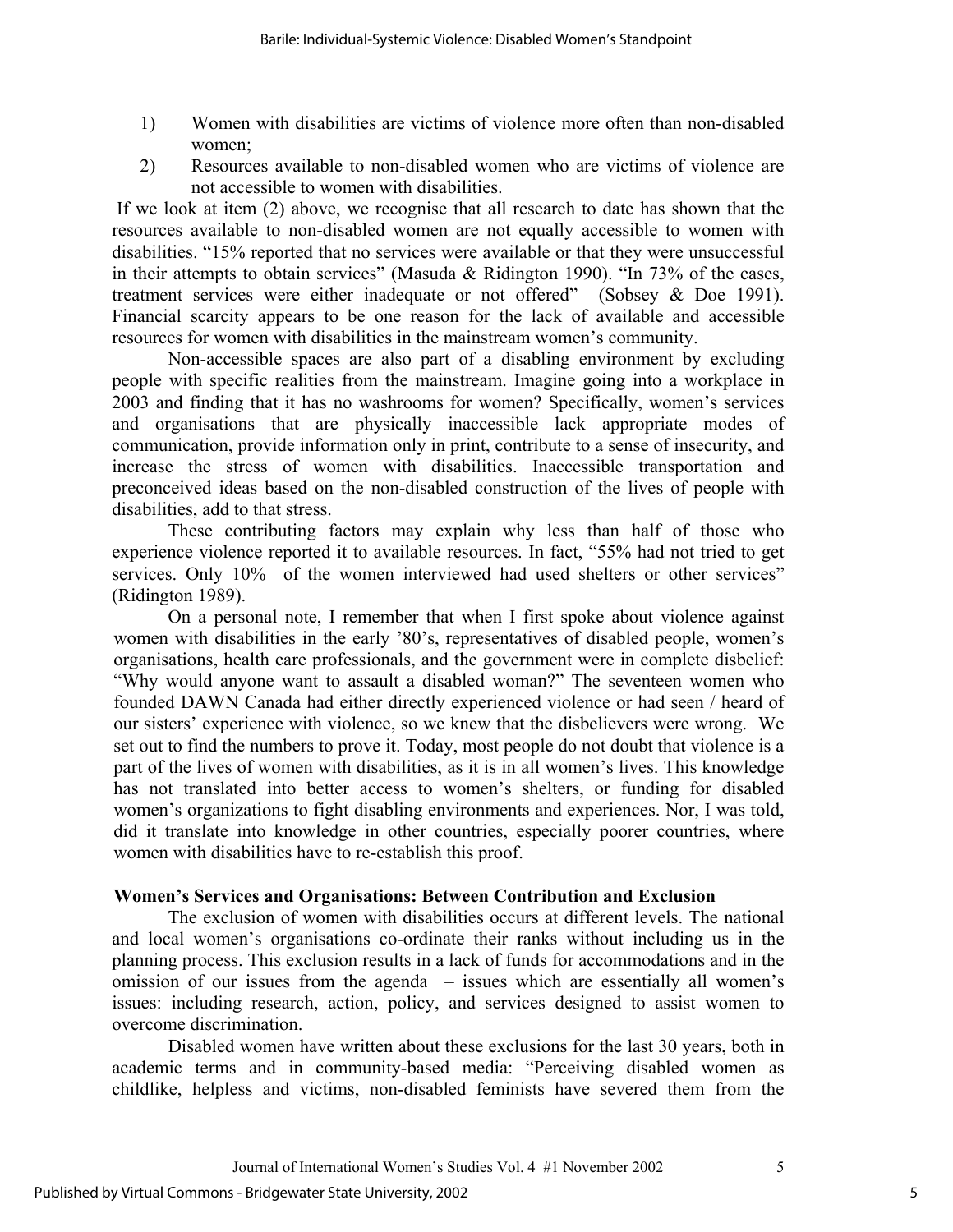1) Women with disabilities are victims of violence more often than non-disabled women;
2) Resources available to non-disabled women who are victims of violence are not accessible to women with disabilities.

If we look at item (2) above, we recognise that all research to date has shown that the resources available to non-disabled women are not equally accessible to women with disabilities. "15% reported that no services were available or that they were unsuccessful in their attempts to obtain services" (Masuda & Ridington 1990). "In 73% of the cases, treatment services were either inadequate or not offered" (Sobsey & Doe 1991). Financial scarcity appears to be one reason for the lack of available and accessible resources for women with disabilities in the mainstream women's community.

Non-accessible spaces are also part of a disabling environment by excluding people with specific realities from the mainstream. Imagine going into a workplace in 2003 and finding that it has no washrooms for women? Specifically, women's services and organisations that are physically inaccessible lack appropriate modes of communication, provide information only in print, contribute to a sense of insecurity, and increase the stress of women with disabilities. Inaccessible transportation and preconceived ideas based on the non-disabled construction of the lives of people with disabilities, add to that stress.

These contributing factors may explain why less than half of those who experience violence reported it to available resources. In fact, "55% had not tried to get services. Only 10% of the women interviewed had used shelters or other services" (Ridington 1989).

On a personal note, I remember that when I first spoke about violence against women with disabilities in the early '80's, representatives of disabled people, women's organisations, health care professionals, and the government were in complete disbelief: "Why would anyone want to assault a disabled woman?" The seventeen women who founded DAWN Canada had either directly experienced violence or had seen / heard of our sisters' experience with violence, so we knew that the disbelievers were wrong. We set out to find the numbers to prove it. Today, most people do not doubt that violence is a part of the lives of women with disabilities, as it is in all women's lives. This knowledge has not translated into better access to women's shelters, or funding for disabled women's organizations to fight disabling environments and experiences. Nor, I was told, did it translate into knowledge in other countries, especially poorer countries, where women with disabilities have to re-establish this proof.

### Women's Services and Organisations: Between Contribution and Exclusion

The exclusion of women with disabilities occurs at different levels. The national and local women's organisations co-ordinate their ranks without including us in the planning process. This exclusion results in a lack of funds for accommodations and in the omission of our issues from the agenda – issues which are essentially all women's issues: including research, action, policy, and services designed to assist women to overcome discrimination.

Disabled women have written about these exclusions for the last 30 years, both in academic terms and in community-based media: "Perceiving disabled women as childlike, helpless and victims, non-disabled feminists have severed them from the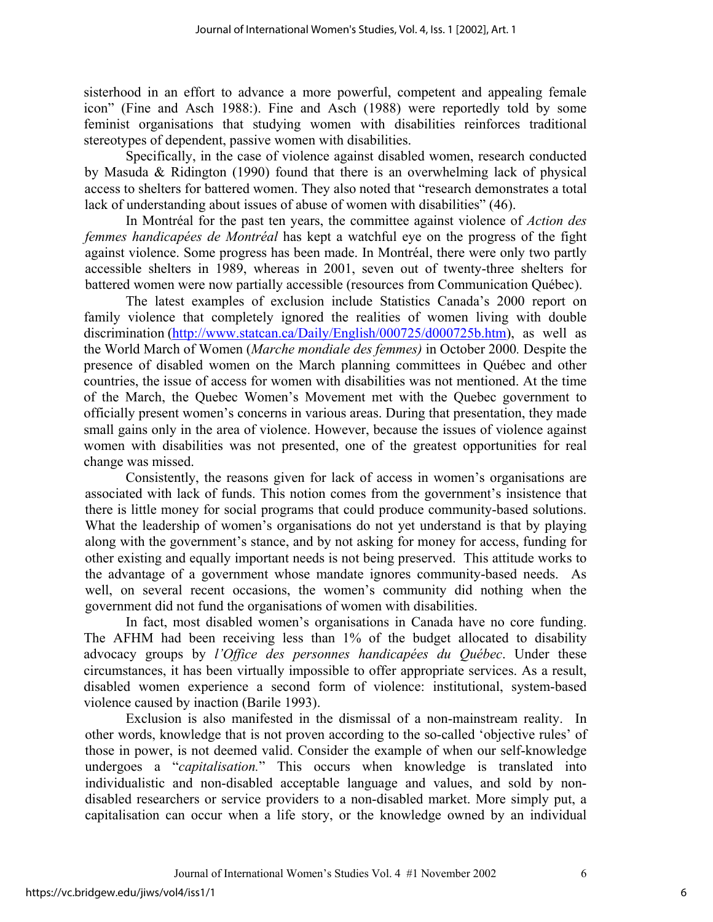sisterhood in an effort to advance a more powerful, competent and appealing female icon" (Fine and Asch 1988:). Fine and Asch (1988) were reportedly told by some feminist organisations that studying women with disabilities reinforces traditional stereotypes of dependent, passive women with disabilities.

Specifically, in the case of violence against disabled women, research conducted by Masuda & Ridington (1990) found that there is an overwhelming lack of physical access to shelters for battered women. They also noted that "research demonstrates a total lack of understanding about issues of abuse of women with disabilities" (46).

In Montréal for the past ten years, the committee against violence of *Action des femmes handicapées de Montréal* has kept a watchful eye on the progress of the fight against violence. Some progress has been made. In Montréal, there were only two partly accessible shelters in 1989, whereas in 2001, seven out of twenty-three shelters for battered women were now partially accessible (resources from Communication Québec).

The latest examples of exclusion include Statistics Canada's 2000 report on family violence that completely ignored the realities of women living with double discrimination (http://www.statcan.ca/Daily/English/000725/d000725b.htm), as well as the World March of Women (*Marche mondiale des femmes)* in October 2000*.* Despite the presence of disabled women on the March planning committees in Québec and other countries, the issue of access for women with disabilities was not mentioned. At the time of the March, the Quebec Women's Movement met with the Quebec government to officially present women's concerns in various areas. During that presentation, they made small gains only in the area of violence. However, because the issues of violence against women with disabilities was not presented, one of the greatest opportunities for real change was missed.

Consistently, the reasons given for lack of access in women's organisations are associated with lack of funds. This notion comes from the government's insistence that there is little money for social programs that could produce community-based solutions. What the leadership of women's organisations do not yet understand is that by playing along with the government's stance, and by not asking for money for access, funding for other existing and equally important needs is not being preserved. This attitude works to the advantage of a government whose mandate ignores community-based needs. As well, on several recent occasions, the women's community did nothing when the government did not fund the organisations of women with disabilities.

In fact, most disabled women's organisations in Canada have no core funding. The AFHM had been receiving less than 1% of the budget allocated to disability advocacy groups by *l'Office des personnes handicapées du Québec*. Under these circumstances, it has been virtually impossible to offer appropriate services. As a result, disabled women experience a second form of violence: institutional, system-based violence caused by inaction (Barile 1993).

Exclusion is also manifested in the dismissal of a non-mainstream reality. In other words, knowledge that is not proven according to the so-called 'objective rules' of those in power, is not deemed valid. Consider the example of when our self-knowledge undergoes a "*capitalisation.*" This occurs when knowledge is translated into individualistic and non-disabled acceptable language and values, and sold by non-disabled researchers or service providers to a non-disabled market. More simply put, a capitalisation can occur when a life story, or the knowledge owned by an individual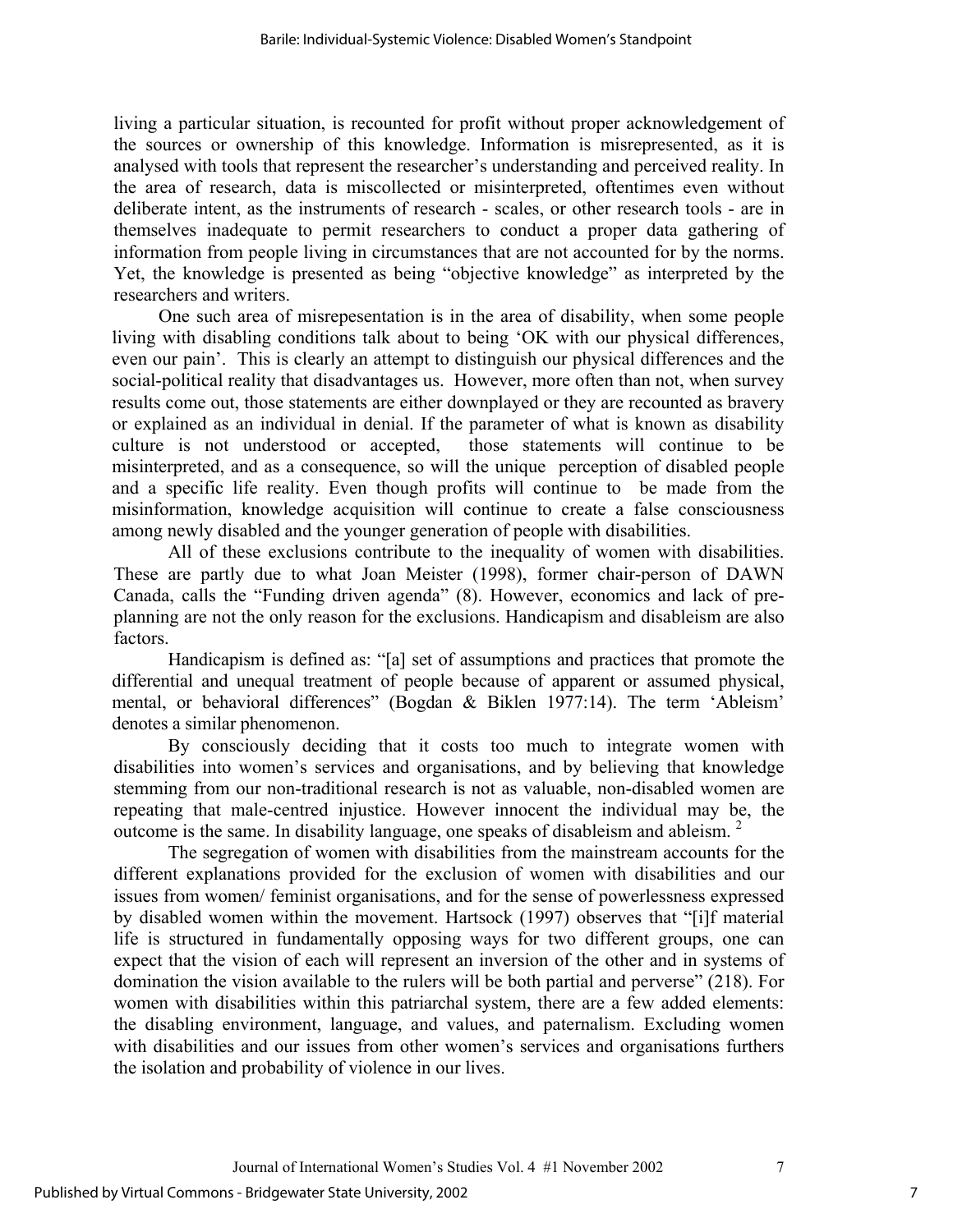living a particular situation, is recounted for profit without proper acknowledgement of the sources or ownership of this knowledge. Information is misrepresented, as it is analysed with tools that represent the researcher's understanding and perceived reality. In the area of research, data is miscollected or misinterpreted, oftentimes even without deliberate intent, as the instruments of research - scales, or other research tools - are in themselves inadequate to permit researchers to conduct a proper data gathering of information from people living in circumstances that are not accounted for by the norms. Yet, the knowledge is presented as being "objective knowledge" as interpreted by the researchers and writers.

One such area of misrepesentation is in the area of disability, when some people living with disabling conditions talk about to being 'OK with our physical differences, even our pain'. This is clearly an attempt to distinguish our physical differences and the social-political reality that disadvantages us. However, more often than not, when survey results come out, those statements are either downplayed or they are recounted as bravery or explained as an individual in denial. If the parameter of what is known as disability culture is not understood or accepted, those statements will continue to be misinterpreted, and as a consequence, so will the unique perception of disabled people and a specific life reality. Even though profits will continue to be made from the misinformation, knowledge acquisition will continue to create a false consciousness among newly disabled and the younger generation of people with disabilities.

All of these exclusions contribute to the inequality of women with disabilities. These are partly due to what Joan Meister (1998), former chair-person of DAWN Canada, calls the "Funding driven agenda" (8). However, economics and lack of pre-planning are not the only reason for the exclusions. Handicapism and disableism are also factors.

Handicapism is defined as: "[a] set of assumptions and practices that promote the differential and unequal treatment of people because of apparent or assumed physical, mental, or behavioral differences" (Bogdan & Biklen 1977:14). The term 'Ableism' denotes a similar phenomenon.

By consciously deciding that it costs too much to integrate women with disabilities into women's services and organisations, and by believing that knowledge stemming from our non-traditional research is not as valuable, non-disabled women are repeating that male-centred injustice. However innocent the individual may be, the outcome is the same. In disability language, one speaks of disableism and ableism. [2]

The segregation of women with disabilities from the mainstream accounts for the different explanations provided for the exclusion of women with disabilities and our issues from women/ feminist organisations, and for the sense of powerlessness expressed by disabled women within the movement. Hartsock (1997) observes that "[i]f material life is structured in fundamentally opposing ways for two different groups, one can expect that the vision of each will represent an inversion of the other and in systems of domination the vision available to the rulers will be both partial and perverse" (218). For women with disabilities within this patriarchal system, there are a few added elements: the disabling environment, language, and values, and paternalism. Excluding women with disabilities and our issues from other women's services and organisations furthers the isolation and probability of violence in our lives.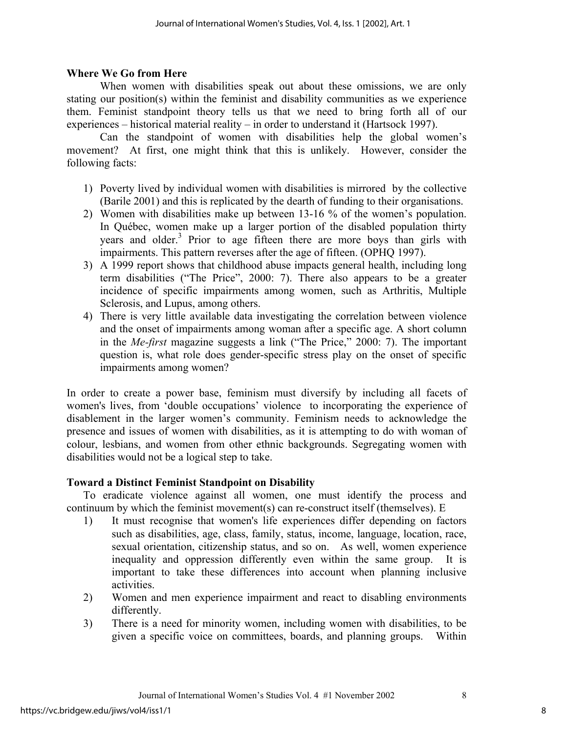### Where We Go from Here

When women with disabilities speak out about these omissions, we are only stating our position(s) within the feminist and disability communities as we experience them. Feminist standpoint theory tells us that we need to bring forth all of our experiences – historical material reality – in order to understand it (Hartsock 1997).

Can the standpoint of women with disabilities help the global women's movement? At first, one might think that this is unlikely. However, consider the following facts:

1) Poverty lived by individual women with disabilities is mirrored by the collective (Barile 2001) and this is replicated by the dearth of funding to their organisations.
2) Women with disabilities make up between 13-16 % of the women's population. In Québec, women make up a larger portion of the disabled population thirty years and older.[3] Prior to age fifteen there are more boys than girls with impairments. This pattern reverses after the age of fifteen. (OPHQ 1997).
3) A 1999 report shows that childhood abuse impacts general health, including long term disabilities ("The Price", 2000: 7). There also appears to be a greater incidence of specific impairments among women, such as Arthritis, Multiple Sclerosis, and Lupus, among others.
4) There is very little available data investigating the correlation between violence and the onset of impairments among woman after a specific age. A short column in the *Me-first* magazine suggests a link ("The Price," 2000: 7). The important question is, what role does gender-specific stress play on the onset of specific impairments among women?

In order to create a power base, feminism must diversify by including all facets of women's lives, from 'double occupations' violence to incorporating the experience of disablement in the larger women's community. Feminism needs to acknowledge the presence and issues of women with disabilities, as it is attempting to do with woman of colour, lesbians, and women from other ethnic backgrounds. Segregating women with disabilities would not be a logical step to take.

### Toward a Distinct Feminist Standpoint on Disability

To eradicate violence against all women, one must identify the process and continuum by which the feminist movement(s) can re-construct itself (themselves). E

1) It must recognise that women's life experiences differ depending on factors such as disabilities, age, class, family, status, income, language, location, race, sexual orientation, citizenship status, and so on. As well, women experience inequality and oppression differently even within the same group. It is important to take these differences into account when planning inclusive activities.
2) Women and men experience impairment and react to disabling environments differently.
3) There is a need for minority women, including women with disabilities, to be given a specific voice on committees, boards, and planning groups. Within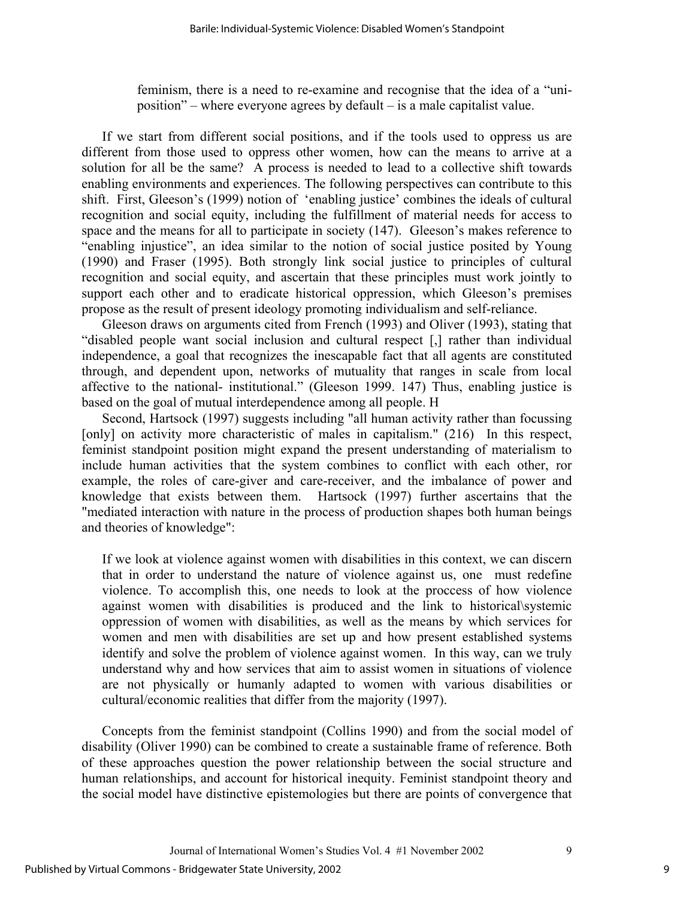feminism, there is a need to re-examine and recognise that the idea of a "uni-position" – where everyone agrees by default – is a male capitalist value.

If we start from different social positions, and if the tools used to oppress us are different from those used to oppress other women, how can the means to arrive at a solution for all be the same? A process is needed to lead to a collective shift towards enabling environments and experiences. The following perspectives can contribute to this shift. First, Gleeson's (1999) notion of 'enabling justice' combines the ideals of cultural recognition and social equity, including the fulfillment of material needs for access to space and the means for all to participate in society (147). Gleeson's makes reference to "enabling injustice", an idea similar to the notion of social justice posited by Young (1990) and Fraser (1995). Both strongly link social justice to principles of cultural recognition and social equity, and ascertain that these principles must work jointly to support each other and to eradicate historical oppression, which Gleeson's premises propose as the result of present ideology promoting individualism and self-reliance.

Gleeson draws on arguments cited from French (1993) and Oliver (1993), stating that "disabled people want social inclusion and cultural respect [,] rather than individual independence, a goal that recognizes the inescapable fact that all agents are constituted through, and dependent upon, networks of mutuality that ranges in scale from local affective to the national- institutional." (Gleeson 1999. 147) Thus, enabling justice is based on the goal of mutual interdependence among all people. H

Second, Hartsock (1997) suggests including "all human activity rather than focussing [only] on activity more characteristic of males in capitalism." (216) In this respect, feminist standpoint position might expand the present understanding of materialism to include human activities that the system combines to conflict with each other, ror example, the roles of care-giver and care-receiver, and the imbalance of power and knowledge that exists between them. Hartsock (1997) further ascertains that the "mediated interaction with nature in the process of production shapes both human beings and theories of knowledge":

> If we look at violence against women with disabilities in this context, we can discern that in order to understand the nature of violence against us, one must redefine violence. To accomplish this, one needs to look at the proccess of how violence against women with disabilities is produced and the link to historical\systemic oppression of women with disabilities, as well as the means by which services for women and men with disabilities are set up and how present established systems identify and solve the problem of violence against women. In this way, can we truly understand why and how services that aim to assist women in situations of violence are not physically or humanly adapted to women with various disabilities or cultural/economic realities that differ from the majority (1997).

Concepts from the feminist standpoint (Collins 1990) and from the social model of disability (Oliver 1990) can be combined to create a sustainable frame of reference. Both of these approaches question the power relationship between the social structure and human relationships, and account for historical inequity. Feminist standpoint theory and the social model have distinctive epistemologies but there are points of convergence that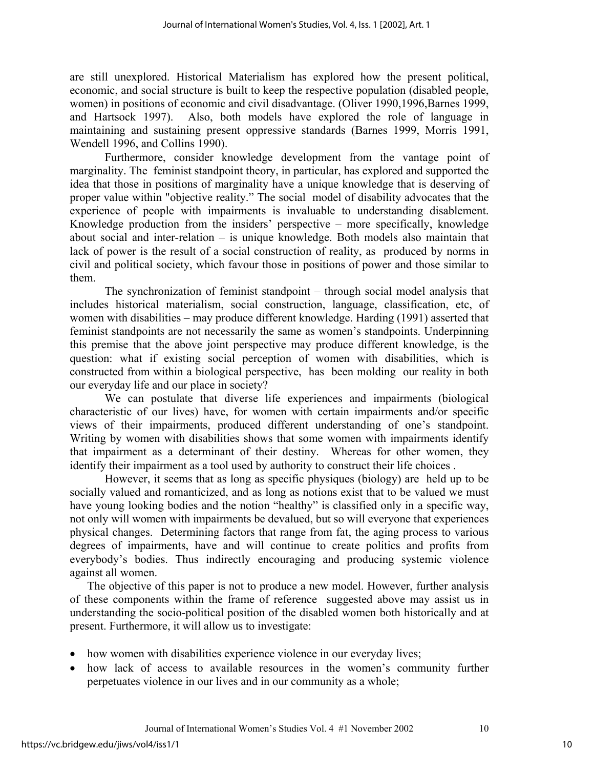are still unexplored. Historical Materialism has explored how the present political, economic, and social structure is built to keep the respective population (disabled people, women) in positions of economic and civil disadvantage. (Oliver 1990,1996,Barnes 1999, and Hartsock 1997). Also, both models have explored the role of language in maintaining and sustaining present oppressive standards (Barnes 1999, Morris 1991, Wendell 1996, and Collins 1990).

Furthermore, consider knowledge development from the vantage point of marginality. The feminist standpoint theory, in particular, has explored and supported the idea that those in positions of marginality have a unique knowledge that is deserving of proper value within "objective reality." The social model of disability advocates that the experience of people with impairments is invaluable to understanding disablement. Knowledge production from the insiders' perspective – more specifically, knowledge about social and inter-relation – is unique knowledge. Both models also maintain that lack of power is the result of a social construction of reality, as produced by norms in civil and political society, which favour those in positions of power and those similar to them.

The synchronization of feminist standpoint – through social model analysis that includes historical materialism, social construction, language, classification, etc, of women with disabilities – may produce different knowledge. Harding (1991) asserted that feminist standpoints are not necessarily the same as women's standpoints. Underpinning this premise that the above joint perspective may produce different knowledge, is the question: what if existing social perception of women with disabilities, which is constructed from within a biological perspective, has been molding our reality in both our everyday life and our place in society?

We can postulate that diverse life experiences and impairments (biological characteristic of our lives) have, for women with certain impairments and/or specific views of their impairments, produced different understanding of one's standpoint. Writing by women with disabilities shows that some women with impairments identify that impairment as a determinant of their destiny. Whereas for other women, they identify their impairment as a tool used by authority to construct their life choices .

However, it seems that as long as specific physiques (biology) are held up to be socially valued and romanticized, and as long as notions exist that to be valued we must have young looking bodies and the notion "healthy" is classified only in a specific way, not only will women with impairments be devalued, but so will everyone that experiences physical changes. Determining factors that range from fat, the aging process to various degrees of impairments, have and will continue to create politics and profits from everybody's bodies. Thus indirectly encouraging and producing systemic violence against all women.

The objective of this paper is not to produce a new model. However, further analysis of these components within the frame of reference suggested above may assist us in understanding the socio-political position of the disabled women both historically and at present. Furthermore, it will allow us to investigate:

- how women with disabilities experience violence in our everyday lives;
- how lack of access to available resources in the women's community further perpetuates violence in our lives and in our community as a whole;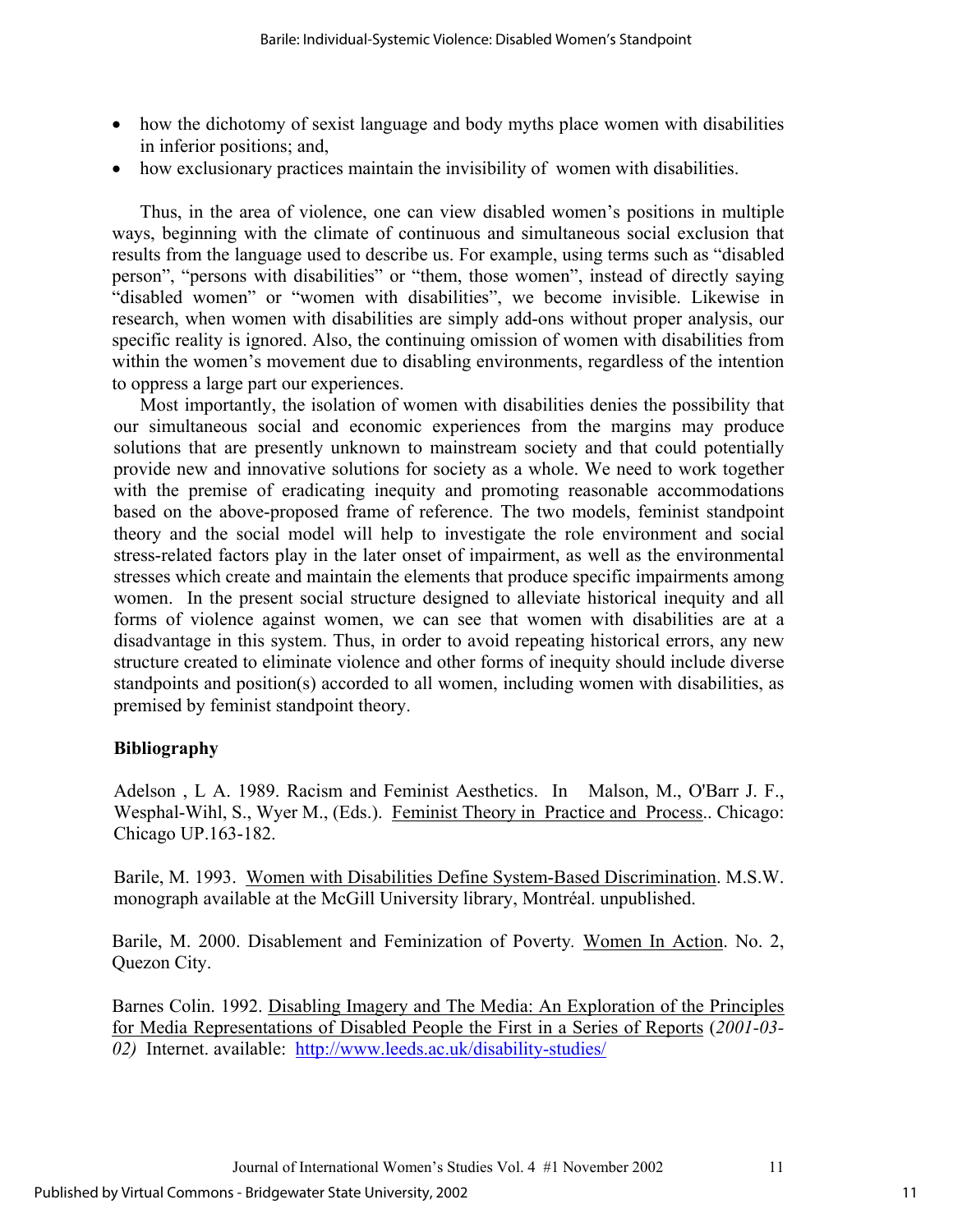- how the dichotomy of sexist language and body myths place women with disabilities in inferior positions; and,
- how exclusionary practices maintain the invisibility of women with disabilities.

Thus, in the area of violence, one can view disabled women's positions in multiple ways, beginning with the climate of continuous and simultaneous social exclusion that results from the language used to describe us. For example, using terms such as "disabled person", "persons with disabilities" or "them, those women", instead of directly saying "disabled women" or "women with disabilities", we become invisible. Likewise in research, when women with disabilities are simply add-ons without proper analysis, our specific reality is ignored. Also, the continuing omission of women with disabilities from within the women's movement due to disabling environments, regardless of the intention to oppress a large part our experiences.

Most importantly, the isolation of women with disabilities denies the possibility that our simultaneous social and economic experiences from the margins may produce solutions that are presently unknown to mainstream society and that could potentially provide new and innovative solutions for society as a whole. We need to work together with the premise of eradicating inequity and promoting reasonable accommodations based on the above-proposed frame of reference. The two models, feminist standpoint theory and the social model will help to investigate the role environment and social stress-related factors play in the later onset of impairment, as well as the environmental stresses which create and maintain the elements that produce specific impairments among women. In the present social structure designed to alleviate historical inequity and all forms of violence against women, we can see that women with disabilities are at a disadvantage in this system. Thus, in order to avoid repeating historical errors, any new structure created to eliminate violence and other forms of inequity should include diverse standpoints and position(s) accorded to all women, including women with disabilities, as premised by feminist standpoint theory.

**Bibliography**

Adelson , L A. 1989. Racism and Feminist Aesthetics. In Malson, M., O'Barr J. F., Wesphal-Wihl, S., Wyer M., (Eds.). Feminist Theory in Practice and Process.. Chicago: Chicago UP.163-182.

Barile, M. 1993. Women with Disabilities Define System-Based Discrimination. M.S.W. monograph available at the McGill University library, Montréal. unpublished.

Barile, M. 2000. Disablement and Feminization of Poverty. Women In Action. No. 2, Quezon City.

Barnes Colin. 1992. Disabling Imagery and The Media: An Exploration of the Principles for Media Representations of Disabled People the First in a Series of Reports (*2001-03-02)* Internet. available: http://www.leeds.ac.uk/disability-studies/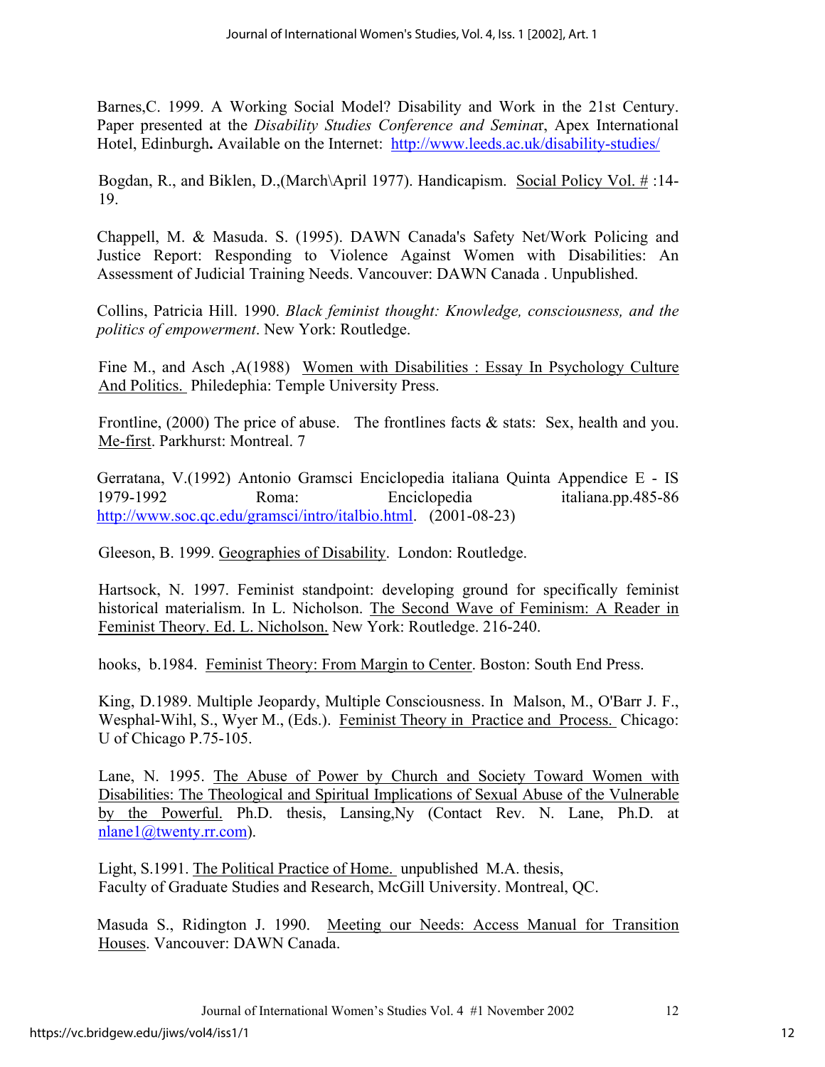Barnes,C. 1999. A Working Social Model? Disability and Work in the 21st Century. Paper presented at the *Disability Studies Conference and Seminar*, Apex International Hotel, Edinburgh**.** Available on the Internet: http://www.leeds.ac.uk/disability-studies/

Bogdan, R., and Biklen, D.,(March\April 1977). Handicapism. Social Policy Vol. # :14-19.

Chappell, M. & Masuda. S. (1995). DAWN Canada's Safety Net/Work Policing and Justice Report: Responding to Violence Against Women with Disabilities: An Assessment of Judicial Training Needs. Vancouver: DAWN Canada . Unpublished.

Collins, Patricia Hill. 1990. *Black feminist thought: Knowledge, consciousness, and the politics of empowerment*. New York: Routledge.

Fine M., and Asch ,A(1988) Women with Disabilities : Essay In Psychology Culture And Politics. Philedephia: Temple University Press.

Frontline, (2000) The price of abuse. The frontlines facts & stats: Sex, health and you. Me-first. Parkhurst: Montreal. 7

Gerratana, V.(1992) Antonio Gramsci Enciclopedia italiana Quinta Appendice E - IS 1979-1992 Roma: Enciclopedia italiana.pp.485-86 http://www.soc.qc.edu/gramsci/intro/italbio.html. (2001-08-23)

Gleeson, B. 1999. Geographies of Disability. London: Routledge.

Hartsock, N. 1997. Feminist standpoint: developing ground for specifically feminist historical materialism. In L. Nicholson. The Second Wave of Feminism: A Reader in Feminist Theory. Ed. L. Nicholson. New York: Routledge. 216-240.

hooks, b.1984. Feminist Theory: From Margin to Center. Boston: South End Press.

King, D.1989. Multiple Jeopardy, Multiple Consciousness. In Malson, M., O'Barr J. F., Wesphal-Wihl, S., Wyer M., (Eds.). Feminist Theory in Practice and Process. Chicago: U of Chicago P.75-105.

Lane, N. 1995. The Abuse of Power by Church and Society Toward Women with Disabilities: The Theological and Spiritual Implications of Sexual Abuse of the Vulnerable by the Powerful. Ph.D. thesis, Lansing,Ny (Contact Rev. N. Lane, Ph.D. at nlane1@twenty.rr.com).

Light, S.1991. The Political Practice of Home. unpublished M.A. thesis, Faculty of Graduate Studies and Research, McGill University. Montreal, QC.

Masuda S., Ridington J. 1990. Meeting our Needs: Access Manual for Transition Houses. Vancouver: DAWN Canada.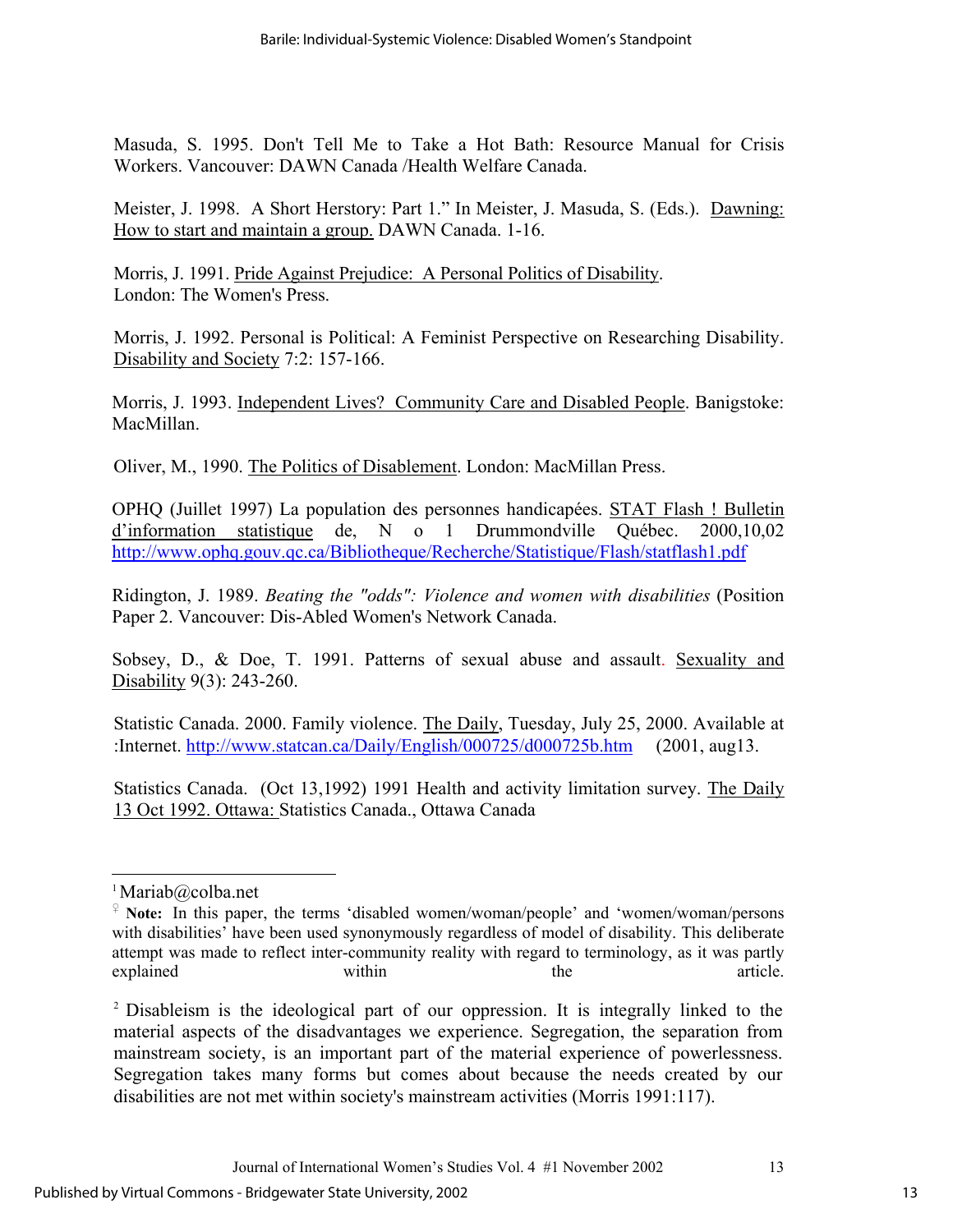Masuda, S. 1995. Don't Tell Me to Take a Hot Bath: Resource Manual for Crisis Workers. Vancouver: DAWN Canada /Health Welfare Canada.

Meister, J. 1998. A Short Herstory: Part 1." In Meister, J. Masuda, S. (Eds.). Dawning: How to start and maintain a group. DAWN Canada. 1-16.

Morris, J. 1991. Pride Against Prejudice: A Personal Politics of Disability. London: The Women's Press.

Morris, J. 1992. Personal is Political: A Feminist Perspective on Researching Disability. Disability and Society 7:2: 157-166.

Morris, J. 1993. Independent Lives? Community Care and Disabled People. Banigstoke: MacMillan.

Oliver, M., 1990. The Politics of Disablement. London: MacMillan Press.

OPHQ (Juillet 1997) La population des personnes handicapées. STAT Flash ! Bulletin d'information statistique de, N o 1 Drummondville Québec. 2000,10,02 http://www.ophq.gouv.qc.ca/Bibliotheque/Recherche/Statistique/Flash/statflash1.pdf

Ridington, J. 1989. *Beating the "odds": Violence and women with disabilities* (Position Paper 2. Vancouver: Dis-Abled Women's Network Canada.

Sobsey, D., & Doe, T. 1991. Patterns of sexual abuse and assault. Sexuality and Disability 9(3): 243-260.

Statistic Canada. 2000. Family violence. The Daily, Tuesday, July 25, 2000. Available at :Internet. http://www.statcan.ca/Daily/English/000725/d000725b.htm (2001, aug13.

Statistics Canada. (Oct 13,1992) 1991 Health and activity limitation survey. The Daily 13 Oct 1992. Ottawa: Statistics Canada., Ottawa Canada

---

[1] Mariab@colba.net

[♀] **Note:** In this paper, the terms 'disabled women/woman/people' and 'women/woman/persons with disabilities' have been used synonymously regardless of model of disability. This deliberate attempt was made to reflect inter-community reality with regard to terminology, as it was partly explained within the article.

[2] Disableism is the ideological part of our oppression. It is integrally linked to the material aspects of the disadvantages we experience. Segregation, the separation from mainstream society, is an important part of the material experience of powerlessness. Segregation takes many forms but comes about because the needs created by our disabilities are not met within society's mainstream activities (Morris 1991:117).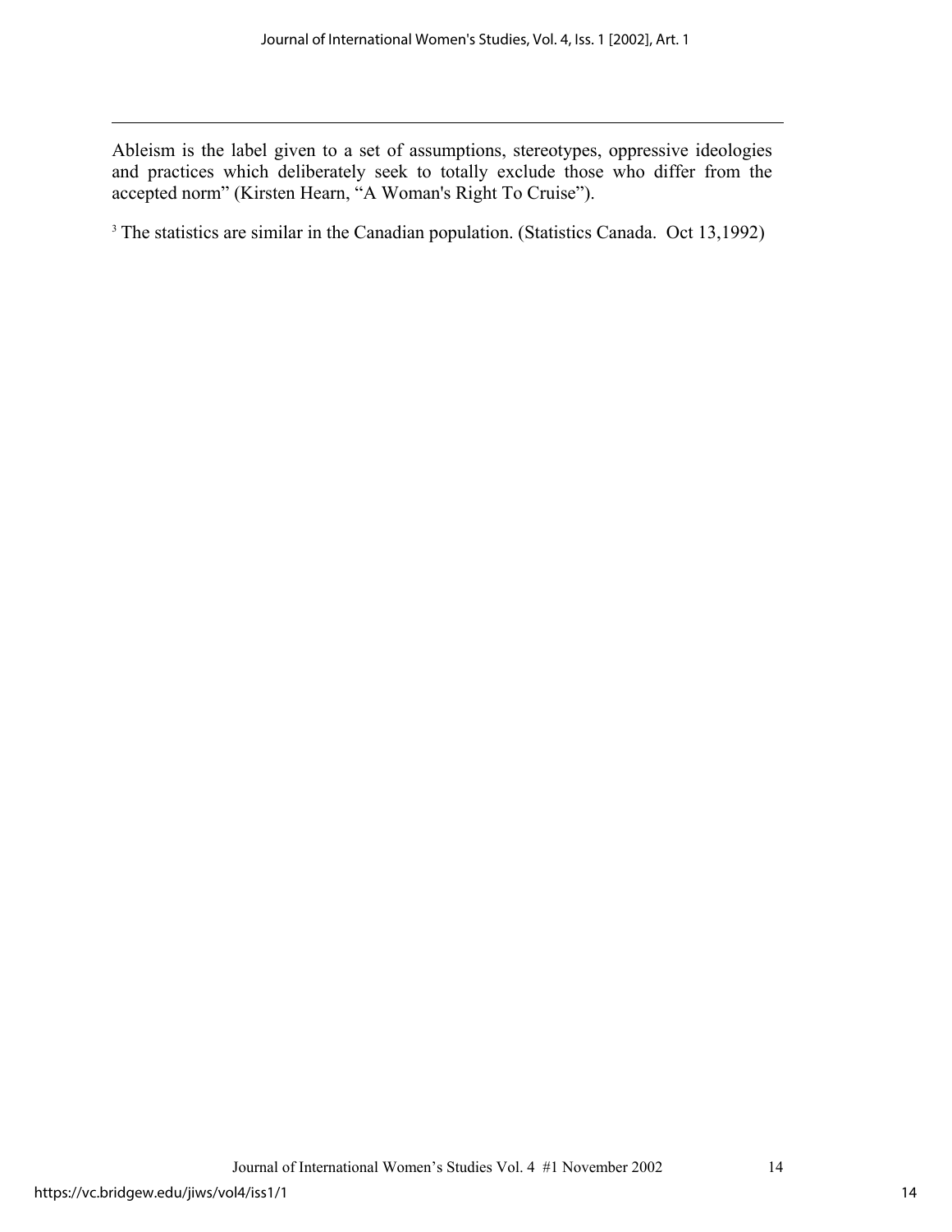Ableism is the label given to a set of assumptions, stereotypes, oppressive ideologies and practices which deliberately seek to totally exclude those who differ from the accepted norm" (Kirsten Hearn, "A Woman's Right To Cruise").

[3] The statistics are similar in the Canadian population. (Statistics Canada. Oct 13,1992)